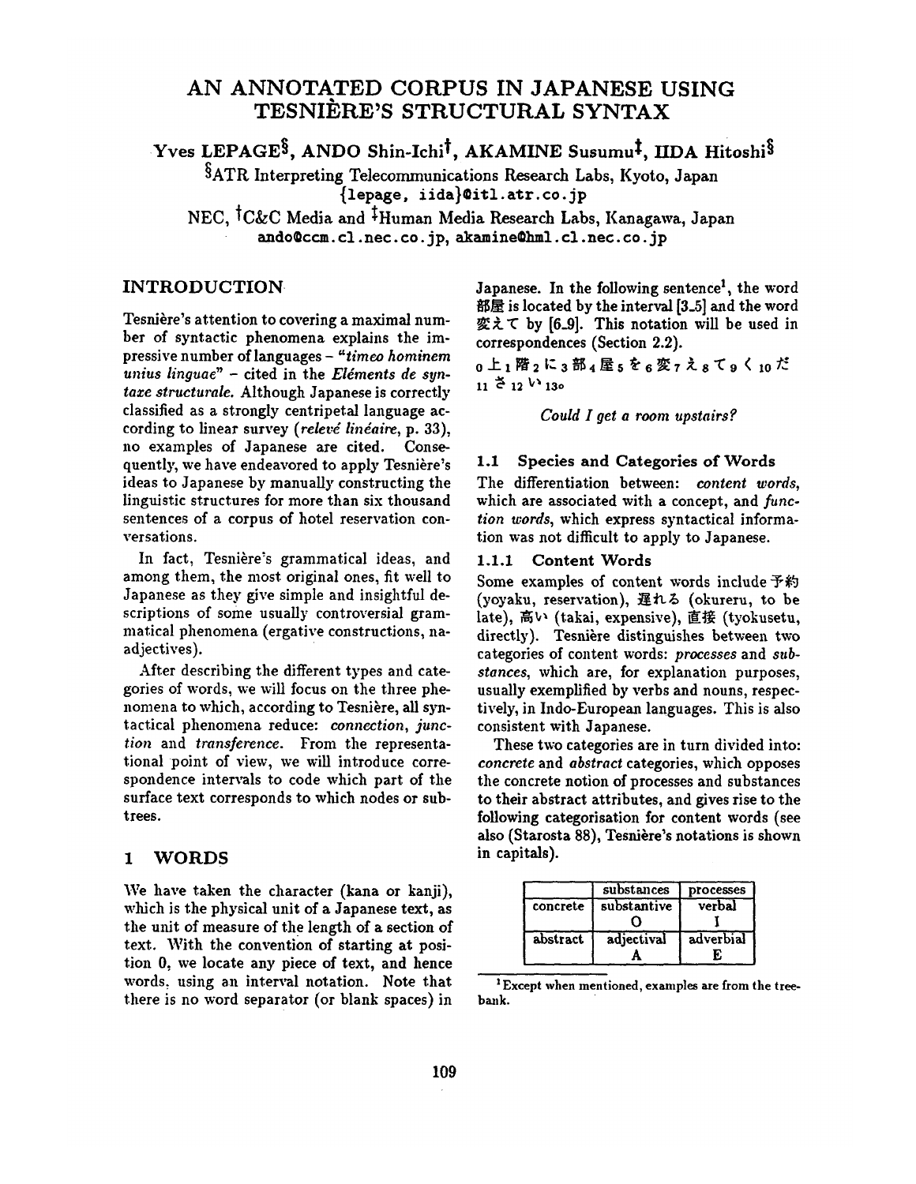# AN ANNOTATED CORPUS IN JAPANESE USING TESNIÈRE'S STRUCTURAL SYNTAX

Yves LEPAGE[§], ANDO Shin-Ichi[†], AKAMINE Susumu[‡], IIDA Hitoshi[§]

[§]ATR Interpreting Telecommunications Research Labs, Kyoto, Japan
{lepage, iida}@itl.atr.co.jp

NEC, [†]C&C Media and [‡]Human Media Research Labs, Kanagawa, Japan
ando@ccm.cl.nec.co.jp, akamine@hml.cl.nec.co.jp

## INTRODUCTION

Tesnière's attention to covering a maximal number of syntactic phenomena explains the impressive number of languages – *"timeo hominem unius linguae"* – cited in the *Eléments de syntaxe structurale.* Although Japanese is correctly classified as a strongly centripetal language according to linear survey (*relevé linéaire*, p. 33), no examples of Japanese are cited. Consequently, we have endeavored to apply Tesnière's ideas to Japanese by manually constructing the linguistic structures for more than six thousand sentences of a corpus of hotel reservation conversations.

In fact, Tesnière's grammatical ideas, and among them, the most original ones, fit well to Japanese as they give simple and insightful descriptions of some usually controversial grammatical phenomena (ergative constructions, na-adjectives).

After describing the different types and categories of words, we will focus on the three phenomena to which, according to Tesnière, all syntactical phenomena reduce: *connection*, *junction* and *transference*. From the representational point of view, we will introduce correspondence intervals to code which part of the surface text corresponds to which nodes or subtrees.

## 1 WORDS

We have taken the character (kana or kanji), which is the physical unit of a Japanese text, as the unit of measure of the length of a section of text. With the convention of starting at position 0, we locate any piece of text, and hence words, using an interval notation. Note that there is no word separator (or blank spaces) in Japanese. In the following sentence[1], the word 部屋 is located by the interval [3_5] and the word 変えて by [6_9]. This notation will be used in correspondences (Section 2.2).

$_0$上$_1$階$_2$に$_3$部$_4$屋$_5$を$_6$変$_7$え$_8$て$_9$く$_{10}$だ$_{11}$さ$_{12}$い$_{13}$。

*Could I get a room upstairs?*

### 1.1 Species and Categories of Words

The differentiation between: *content words*, which are associated with a concept, and *function words*, which express syntactical information was not difficult to apply to Japanese.

#### 1.1.1 Content Words

Some examples of content words include 予約 (yoyaku, reservation), 遅れる (okureru, to be late), 高い (takai, expensive), 直接 (tyokusetu, directly). Tesnière distinguishes between two categories of content words: *processes* and *substances*, which are, for explanation purposes, usually exemplified by verbs and nouns, respectively, in Indo-European languages. This is also consistent with Japanese.

These two categories are in turn divided into: *concrete* and *abstract* categories, which opposes the concrete notion of processes and substances to their abstract attributes, and gives rise to the following categorisation for content words (see also (Starosta 88), Tesnière's notations is shown in capitals).

| | substances | processes |
|---|---|---|
| concrete | substantive<br>O | verbal<br>I |
| abstract | adjectival<br>A | adverbial<br>E |

[1] Except when mentioned, examples are from the treebank.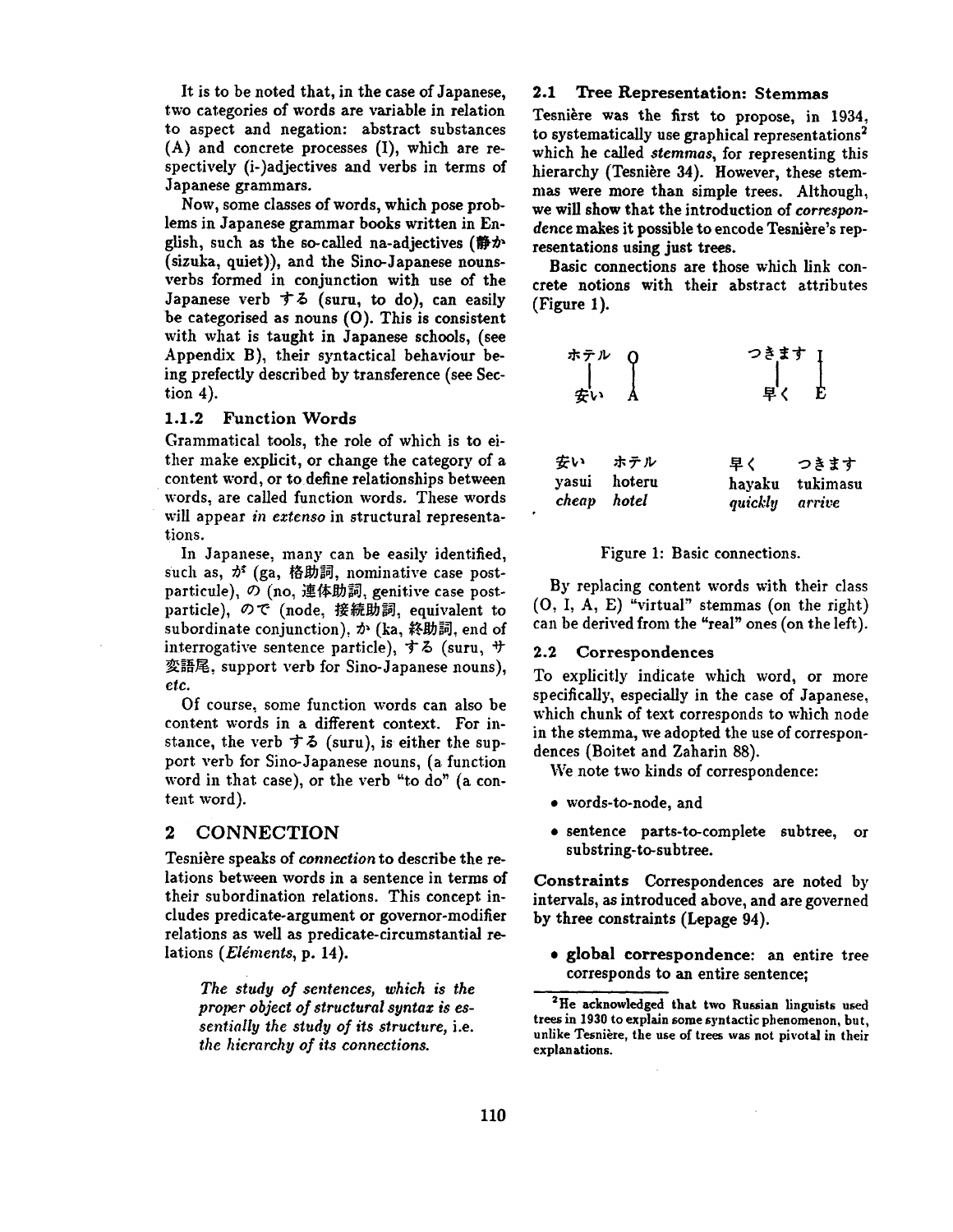It is to be noted that, in the case of Japanese, two categories of words are variable in relation to aspect and negation: abstract substances (A) and concrete processes (I), which are respectively (i-)adjectives and verbs in terms of Japanese grammars.

Now, some classes of words, which pose problems in Japanese grammar books written in English, such as the so-called na-adjectives (静か (sizuka, quiet)), and the Sino-Japanese nouns-verbs formed in conjunction with use of the Japanese verb する (suru, to do), can easily be categorised as nouns (O). This is consistent with what is taught in Japanese schools, (see Appendix B), their syntactical behaviour being prefectly described by transference (see Section 4).

### 1.1.2 Function Words

Grammatical tools, the role of which is to either make explicit, or change the category of a content word, or to define relationships between words, are called function words. These words will appear *in extenso* in structural representations.

In Japanese, many can be easily identified, such as, が (ga, 格助詞, nominative case post-particule), の (no, 連体助詞, genitive case post-particle), ので (node, 接続助詞, equivalent to subordinate conjunction), か (ka, 終助詞, end of interrogative sentence particle), する (suru, サ変語尾, support verb for Sino-Japanese nouns), *etc.*

Of course, some function words can also be content words in a different context. For instance, the verb する (suru), is either the support verb for Sino-Japanese nouns, (a function word in that case), or the verb "to do" (a content word).

## 2 CONNECTION

Tesnière speaks of *connection* to describe the relations between words in a sentence in terms of their subordination relations. This concept includes predicate-argument or governor-modifier relations as well as predicate-circumstantial relations (*Eléments*, p. 14).

> *The study of sentences, which is the proper object of structural syntax is essentially the study of its structure,* i.e. *the hierarchy of its connections.*

### 2.1 Tree Representation: Stemmas

Tesnière was the first to propose, in 1934, to systematically use graphical representations[2] which he called *stemmas*, for representing this hierarchy (Tesnière 34). However, these stemmas were more than simple trees. Although, we will show that the introduction of *correspondence* makes it possible to encode Tesnière's representations using just trees.

Basic connections are those which link concrete notions with their abstract attributes (Figure 1).

```
ホテル   O          つきます  I
  |      |            |       |
 安い    A           早く     E
```

| 安い | ホテル | | 早く | つきます |
|---|---|---|---|---|
| yasui | hoteru | | hayaku | tukimasu |
| *cheap* | *hotel* | | *quickly* | *arrive* |

Figure 1: Basic connections.

By replacing content words with their class (O, I, A, E) "virtual" stemmas (on the right) can be derived from the "real" ones (on the left).

### 2.2 Correspondences

To explicitly indicate which word, or more specifically, especially in the case of Japanese, which chunk of text corresponds to which node in the stemma, we adopted the use of correspondences (Boitet and Zaharin 88).

We note two kinds of correspondence:

- words-to-node, and
- sentence parts-to-complete subtree, or substring-to-subtree.

**Constraints** Correspondences are noted by intervals, as introduced above, and are governed by three constraints (Lepage 94).

- **global correspondence**: an entire tree corresponds to an entire sentence;

[2] He acknowledged that two Russian linguists used trees in 1930 to explain some syntactic phenomenon, but, unlike Tesnière, the use of trees was not pivotal in their explanations.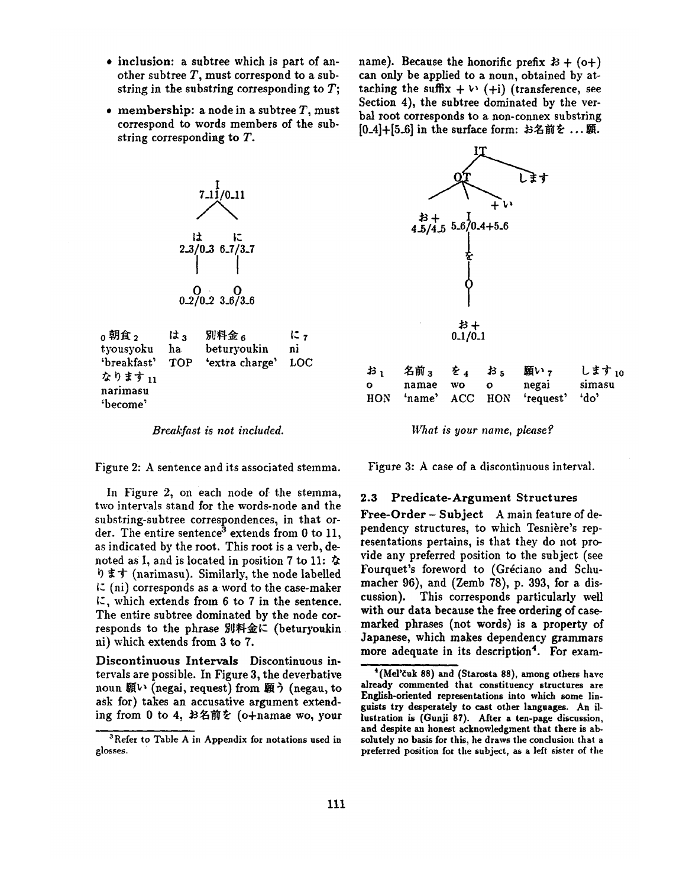- **inclusion:** a subtree which is part of another subtree $T$, must correspond to a substring in the substring corresponding to $T$;
- **membership:** a node in a subtree $T$, must correspond to words members of the substring corresponding to $T$.

```
              I
           7_11/0_11
            /     \
          は        に
      2_3/0_3   6_7/3_7
          |         |
          O         O
      0_2/0_2   3_6/3_6
```

| ₀朝食₂ | は₃ | 別料金₆ | に₇ |
|---|---|---|---|
| tyousyoku | ha | beturyoukin | ni |
| 'breakfast' | TOP | 'extra charge' | LOC |

なります₁₁
narimasu
'become'

*Breakfast is not included.*

Figure 2: A sentence and its associated stemma.

In Figure 2, on each node of the stemma, two intervals stand for the words-node and the substring-subtree correspondences, in that order. The entire sentence[3] extends from 0 to 11, as indicated by the root. This root is a verb, denoted as I, and is located in position 7 to 11: なります (narimasu). Similarly, the node labelled に (ni) corresponds as a word to the case-maker に, which extends from 6 to 7 in the sentence. The entire subtree dominated by the node corresponds to the phrase 別料金に (beturyoukin ni) which extends from 3 to 7.

**Discontinuous Intervals** Discontinuous intervals are possible. In Figure 3, the deverbative noun 願い (negai, request) from 願う (negau, to ask for) takes an accusative argument extending from 0 to 4, お名前を (o+namae wo, your name). Because the honorific prefix お + (o+) can only be applied to a noun, obtained by attaching the suffix + い (+i) (transference, see Section 4), the subtree dominated by the verbal root corresponds to a non-connex substring [0_4]+[5_6] in the surface form: お名前を ... 願.

```
                    IT
                  /    \
                OT      します
              /  |  \
            /    |   + い
        お +     I
     4_5/4_5  5_6/0_4+5_6
                 |
                 を
                 |
                 O
                 |
                お +
              0_1/0_1
```

| お₁ | 名前₃ | を₄ | お₅ | 願い₇ | します₁₀ |
|---|---|---|---|---|---|
| o | namae | wo | o | negai | simasu |
| HON | 'name' | ACC | HON | 'request' | 'do' |

*What is your name, please?*

Figure 3: A case of a discontinuous interval.

### 2.3 Predicate-Argument Structures

**Free-Order – Subject** A main feature of dependency structures, to which Tesnière's representations pertains, is that they do not provide any preferred position to the subject (see Fourquet's foreword to (Gréciano and Schumacher 96), and (Zemb 78), p. 393, for a discussion). This corresponds particularly well with our data because the free ordering of case-marked phrases (not words) is a property of Japanese, which makes dependency grammars more adequate in its description[4]. For exam-

[3]Refer to Table A in Appendix for notations used in glosses.

[4](Mel'čuk 88) and (Starosta 88), among others have already commented that constituency structures are English-oriented representations into which some linguists try desperately to cast other languages. An illustration is (Gunji 87). After a ten-page discussion, and despite an honest acknowledgment that there is absolutely no basis for this, he draws the conclusion that a preferred position for the subject, as a left sister of the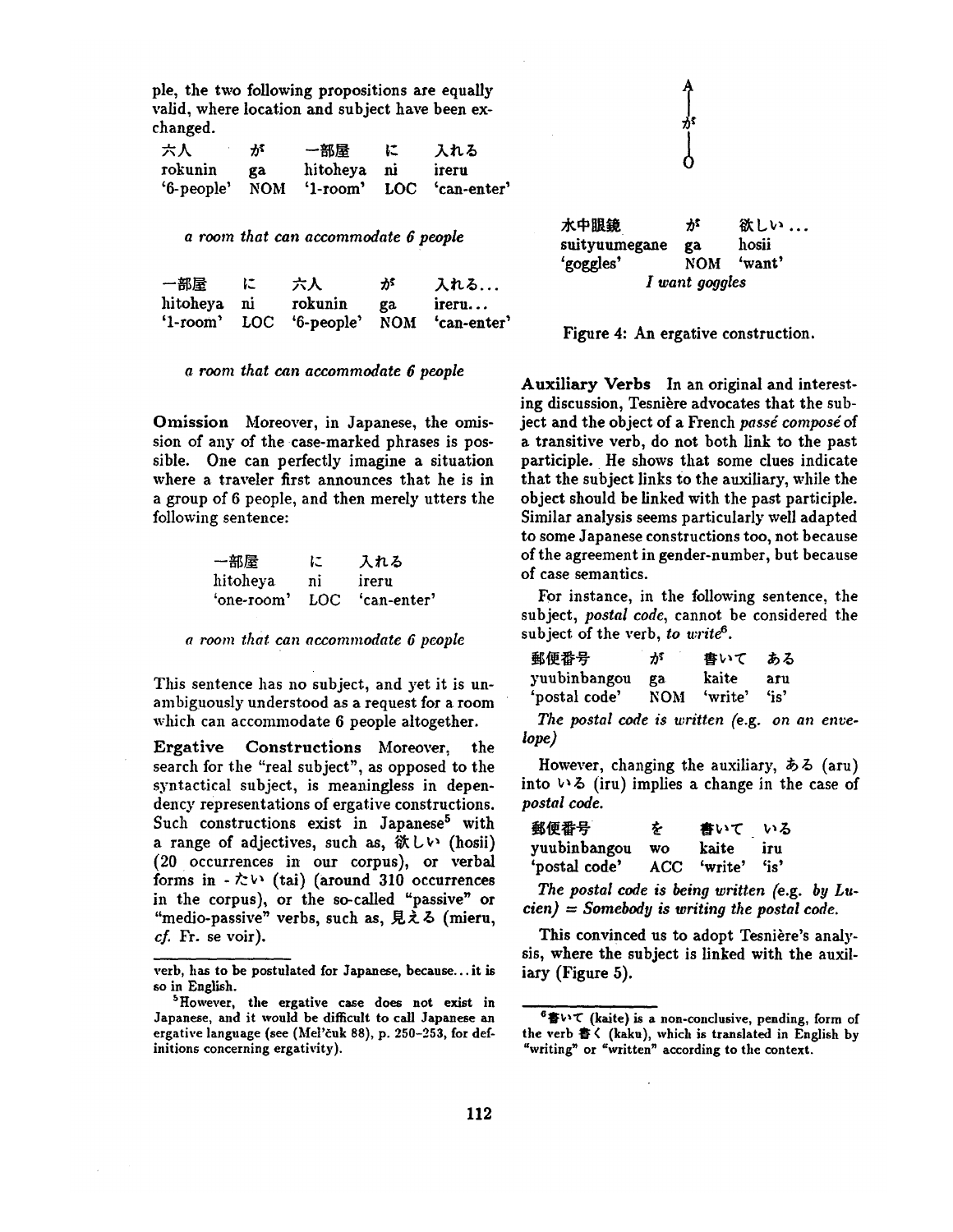ple, the two following propositions are equally valid, where location and subject have been exchanged.

| 六人 | が | 一部屋 | に | 入れる |
|---|---|---|---|---|
| rokunin | ga | hitoheya | ni | ireru |
| '6-people' | NOM | '1-room' | LOC | 'can-enter' |

*a room that can accommodate 6 people*

| 一部屋 | に | 六人 | が | 入れる... |
|---|---|---|---|---|
| hitoheya | ni | rokunin | ga | ireru... |
| '1-room' | LOC | '6-people' | NOM | 'can-enter' |

*a room that can accommodate 6 people*

**Omission** Moreover, in Japanese, the omission of any of the case-marked phrases is possible. One can perfectly imagine a situation where a traveler first announces that he is in a group of 6 people, and then merely utters the following sentence:

| 一部屋 | に | 入れる |
|---|---|---|
| hitoheya | ni | ireru |
| 'one-room' | LOC | 'can-enter' |

*a room that can accommodate 6 people*

This sentence has no subject, and yet it is unambiguously understood as a request for a room which can accommodate 6 people altogether.

**Ergative Constructions** Moreover, the search for the "real subject", as opposed to the syntactical subject, is meaningless in dependency representations of ergative constructions. Such constructions exist in Japanese[5] with a range of adjectives, such as, 欲しい (hosii) (20 occurrences in our corpus), or verbal forms in -たい (tai) (around 310 occurrences in the corpus), or the so-called "passive" or "medio-passive" verbs, such as, 見える (mieru, *cf.* Fr. se voir).

A
|
が
|
O

| 水中眼鏡 | が | 欲しい... |
|---|---|---|
| suityuumegane | ga | hosii |
| 'goggles' | NOM | 'want' |

*I want goggles*

Figure 4: An ergative construction.

**Auxiliary Verbs** In an original and interesting discussion, Tesnière advocates that the subject and the object of a French *passé composé* of a transitive verb, do not both link to the past participle. He shows that some clues indicate that the subject links to the auxiliary, while the object should be linked with the past participle. Similar analysis seems particularly well adapted to some Japanese constructions too, not because of the agreement in gender-number, but because of case semantics.

For instance, in the following sentence, the subject, *postal code*, cannot be considered the subject of the verb, *to write*[6].

| 郵便番号 | が | 書いて | ある |
|---|---|---|---|
| yuubinbangou | ga | kaite | aru |
| 'postal code' | NOM | 'write' | 'is' |

*The postal code is written (e.g. on an envelope)*

However, changing the auxiliary, ある (aru) into いる (iru) implies a change in the case of *postal code*.

| 郵便番号 | を | 書いて | いる |
|---|---|---|---|
| yuubinbangou | wo | kaite | iru |
| 'postal code' | ACC | 'write' | 'is' |

*The postal code is being written (e.g. by Lucien) = Somebody is writing the postal code.*

This convinced us to adopt Tesnière's analysis, where the subject is linked with the auxiliary (Figure 5).

---

verb, has to be postulated for Japanese, because... it is so in English.

[5] However, the ergative case does not exist in Japanese, and it would be difficult to call Japanese an ergative language (see (Mel'čuk 88), p. 250–253, for definitions concerning ergativity).

[6] 書いて (kaite) is a non-conclusive, pending, form of the verb 書く (kaku), which is translated in English by "writing" or "written" according to the context.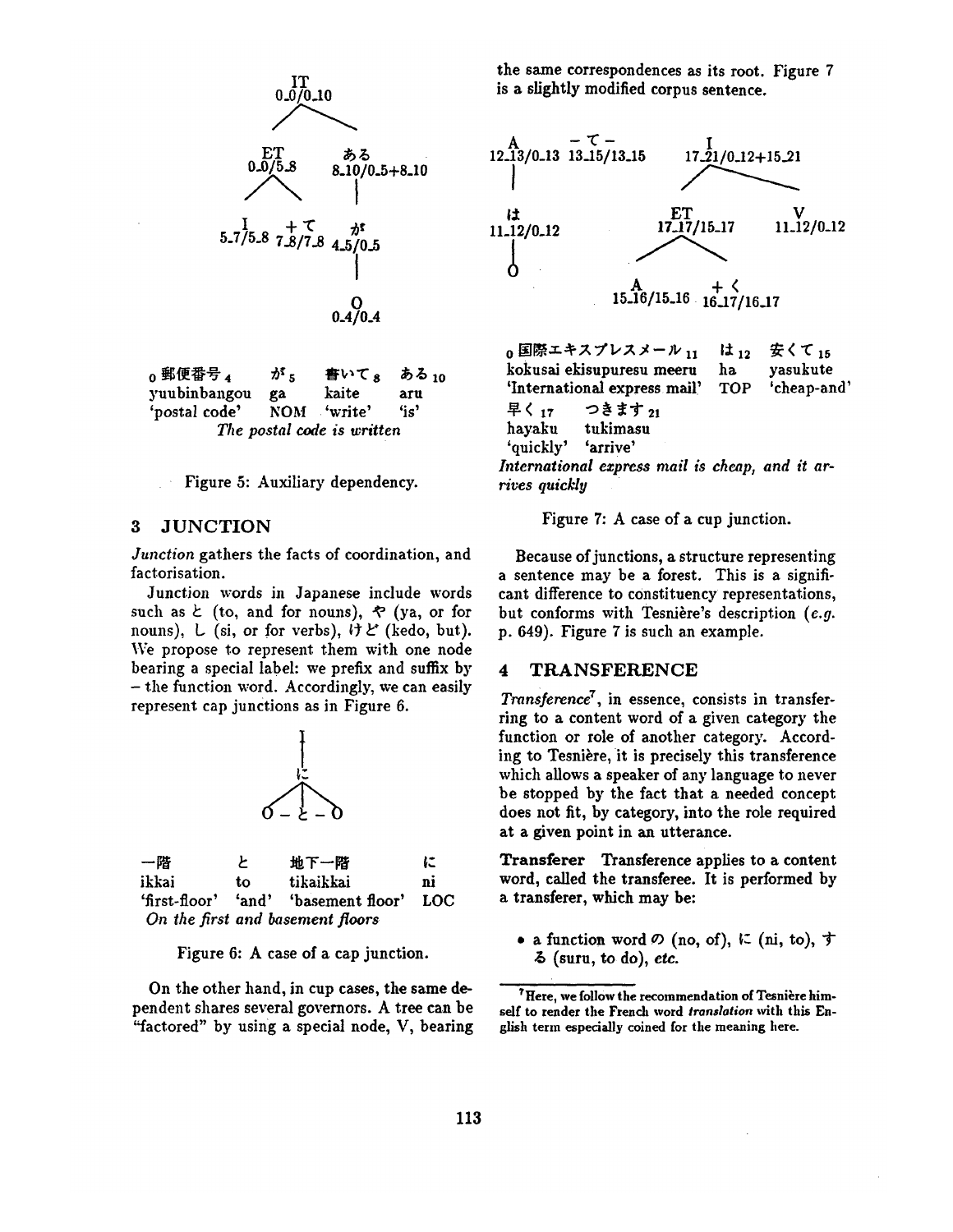```
                IT
              0_0/0_10
             /        \
          ET            ある
        0_0/5_8     8_10/0_5+8_10
        /     \          |
       I      +て        が
   5_7/5_8  7_8/7_8   4_5/0_5
                         |
                         O
                       0_4/0_4
```

| ₀郵便番号₄ | が₅ | 書いて₈ | ある₁₀ |
|---|---|---|---|
| yuubinbangou | ga | kaite | aru |
| 'postal code' | NOM | 'write' | 'is' |

*The postal code is written*

Figure 5: Auxiliary dependency.

## 3 JUNCTION

*Junction* gathers the facts of coordination, and factorisation.

Junction words in Japanese include words such as と (to, and for nouns), や (ya, or for nouns), し (si, or for verbs), けど (kedo, but). We propose to represent them with one node bearing a special label: we prefix and suffix by – the function word. Accordingly, we can easily represent cap junctions as in Figure 6.

```
        I
        |
        に
      / | \
     O –と– O
```

| 一階 | と | 地下一階 | に |
|---|---|---|---|
| ikkai | to | tikaikkai | ni |
| 'first-floor' | 'and' | 'basement floor' | LOC |

*On the first and basement floors*

Figure 6: A case of a cap junction.

On the other hand, in cup cases, the same dependent shares several governors. A tree can be "factored" by using a special node, V, bearing the same correspondences as its root. Figure 7 is a slightly modified corpus sentence.

```
     A          –て–              I
 12_13/0_13  13_15/13_15    17_21/0_12+15_21
     |                        /          \
     は                     ET             V
 11_12/0_12             17_17/15_17    11_12/0_12
     |                    /      \
     O                   A        +く
                   15_16/15_16  16_17/16_17
```

| ₀国際エキスプレスメール₁₁ | は₁₂ | 安くて₁₅ |
|---|---|---|
| kokusai ekisupuresu meeru | ha | yasukute |
| 'International express mail' | TOP | 'cheap-and' |

| 早く₁₇ | つきます₂₁ |
|---|---|
| hayaku | tukimasu |
| 'quickly' | 'arrive' |

*International express mail is cheap, and it arrives quickly*

Figure 7: A case of a cup junction.

Because of junctions, a structure representing a sentence may be a forest. This is a significant difference to constituency representations, but conforms with Tesnière's description (*e.g.* p. 649). Figure 7 is such an example.

## 4 TRANSFERENCE

*Transference*[7], in essence, consists in transferring to a content word of a given category the function or role of another category. According to Tesnière, it is precisely this transference which allows a speaker of any language to never be stopped by the fact that a needed concept does not fit, by category, into the role required at a given point in an utterance.

**Transferer** Transference applies to a content word, called the transferee. It is performed by a transferer, which may be:

- a function word の (no, of), に (ni, to), する (suru, to do), *etc.*

[7] Here, we follow the recommendation of Tesnière himself to render the French word *translation* with this English term especially coined for the meaning here.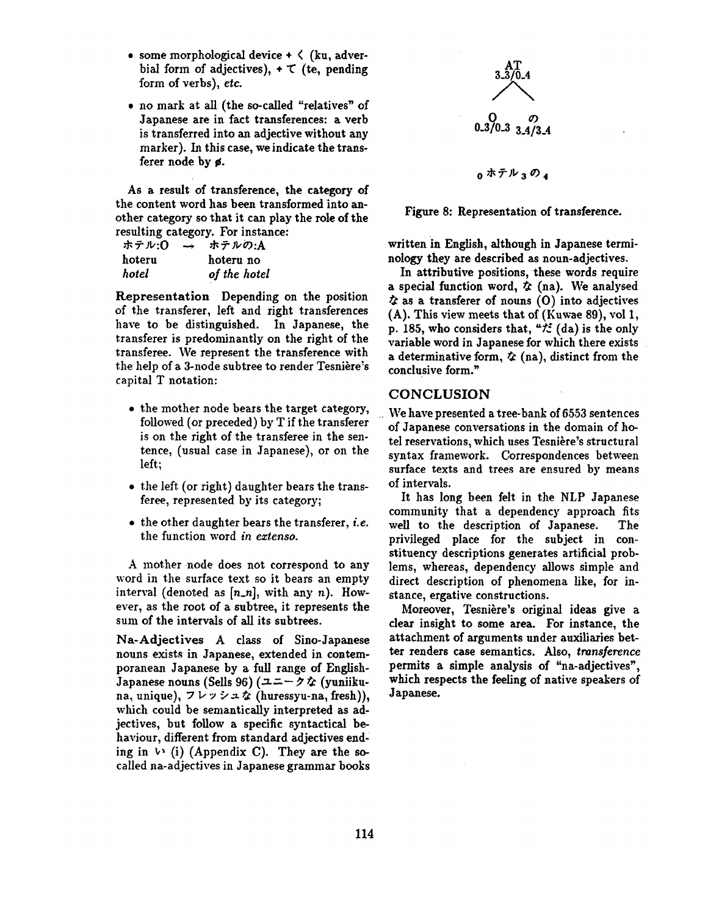- some morphological device + く (ku, adverbial form of adjectives), + て (te, pending form of verbs), *etc.*
- no mark at all (the so-called "relatives" of Japanese are in fact transferences: a verb is transferred into an adjective without any marker). In this case, we indicate the transferer node by ø.

As a result of transference, the category of the content word has been transformed into another category so that it can play the role of the resulting category. For instance:

| ホテル:O | → | ホテルの:A |
|---|---|---|
| hoteru | | hoteru no |
| *hotel* | | *of the hotel* |

**Representation** Depending on the position of the transferer, left and right transferences have to be distinguished. In Japanese, the transferer is predominantly on the right of the transferee. We represent the transference with the help of a 3-node subtree to render Tesnière's capital T notation:

- the mother node bears the target category, followed (or preceded) by T if the transferer is on the right of the transferee in the sentence, (usual case in Japanese), or on the left;
- the left (or right) daughter bears the transferee, represented by its category;
- the other daughter bears the transferer, *i.e.* the function word *in extenso.*

A mother node does not correspond to any word in the surface text so it bears an empty interval (denoted as [n_n], with any n). However, as the root of a subtree, it represents the sum of the intervals of all its subtrees.

**Na-Adjectives** A class of Sino-Japanese nouns exists in Japanese, extended in contemporanean Japanese by a full range of English-Japanese nouns (Sells 96) (ユニークな (yuniiku-na, unique), フレッシュな (huressyu-na, fresh)), which could be semantically interpreted as adjectives, but follow a specific syntactical behaviour, different from standard adjectives ending in い (i) (Appendix C). They are the so-called na-adjectives in Japanese grammar books

```
        AT
      3_3/0_4
      /     \
     O       の
  0_3/0_3  3_4/3_4

  0 ホテル 3 の 4
```

Figure 8: Representation of transference.

written in English, although in Japanese terminology they are described as noun-adjectives.

In attributive positions, these words require a special function word, な (na). We analysed な as a transferer of nouns (O) into adjectives (A). This view meets that of (Kuwae 89), vol 1, p. 185, who considers that, "だ (da) is the only variable word in Japanese for which there exists a determinative form, な (na), distinct from the conclusive form."

## CONCLUSION

We have presented a tree-bank of 6553 sentences of Japanese conversations in the domain of hotel reservations, which uses Tesnière's structural syntax framework. Correspondences between surface texts and trees are ensured by means of intervals.

It has long been felt in the NLP Japanese community that a dependency approach fits well to the description of Japanese. The privileged place for the subject in constituency descriptions generates artificial problems, whereas, dependency allows simple and direct description of phenomena like, for instance, ergative constructions.

Moreover, Tesnière's original ideas give a clear insight to some area. For instance, the attachment of arguments under auxiliaries better renders case semantics. Also, *transference* permits a simple analysis of "na-adjectives", which respects the feeling of native speakers of Japanese.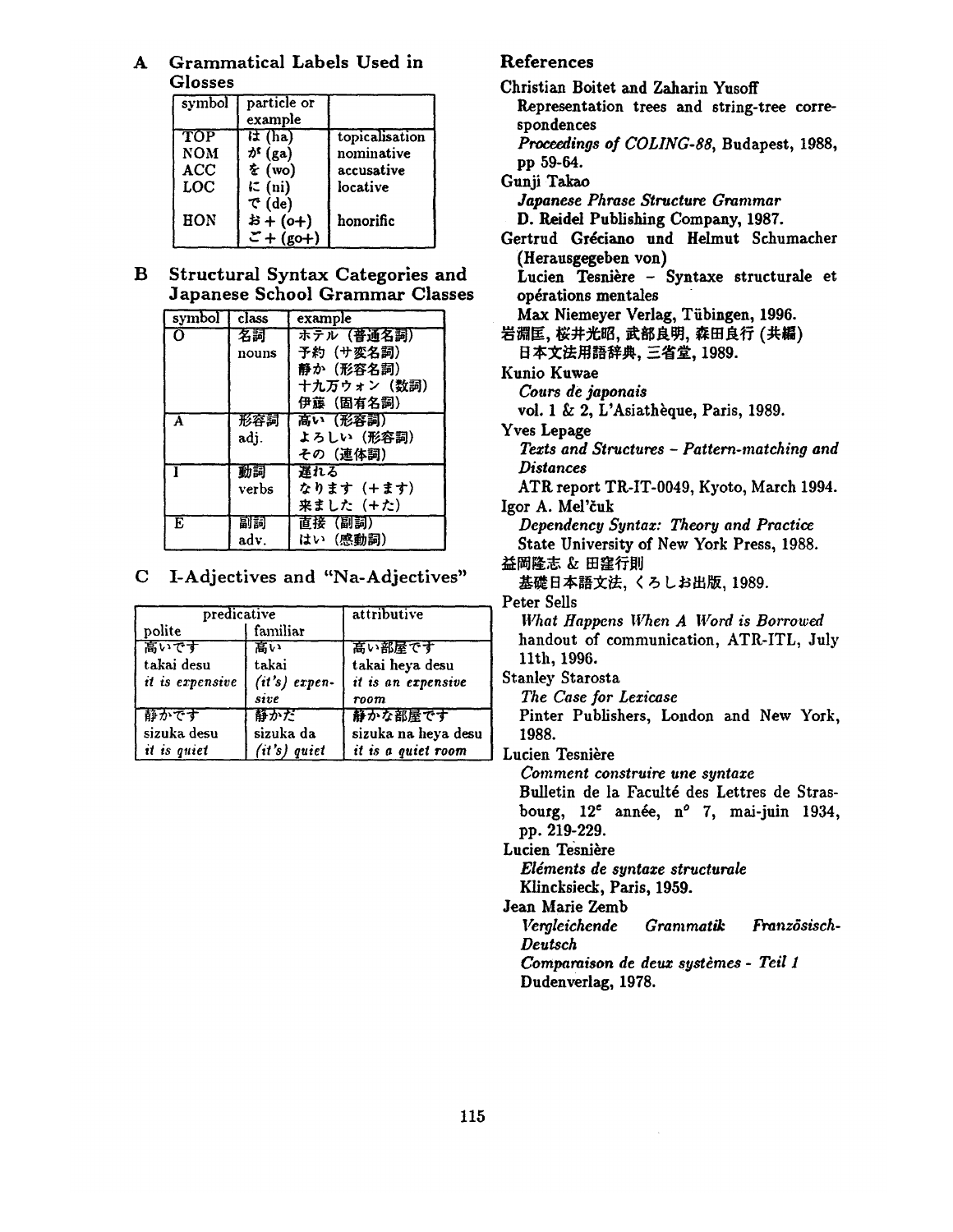## A Grammatical Labels Used in Glosses

| symbol | particle or example | |
|---|---|---|
| TOP | は (ha) | topicalisation |
| NOM | が (ga) | nominative |
| ACC | を (wo) | accusative |
| LOC | に (ni)<br>で (de) | locative |
| HON | お + (o+)<br>ご + (go+) | honorific |

## B Structural Syntax Categories and Japanese School Grammar Classes

| symbol | class | example |
|---|---|---|
| O | 名詞<br>nouns | ホテル（普通名詞）<br>予約（サ変名詞）<br>静か（形容名詞）<br>十九万ウォン（数詞）<br>伊藤（固有名詞） |
| A | 形容詞<br>adj. | 高い（形容詞）<br>よろしい（形容詞）<br>その（連体詞） |
| I | 動詞<br>verbs | 遅れる<br>なります（+ます）<br>来ました（+た） |
| E | 副詞<br>adv. | 直接（副詞）<br>はい（感動詞） |

## C I-Adjectives and "Na-Adjectives"

| predicative | | attributive |
|---|---|---|
| polite | familiar | |
| 高いです<br>takai desu<br>*it is expensive* | 高い<br>takai<br>*(it's) expensive* | 高い部屋です<br>takai heya desu<br>*it is an expensive room* |
| 静かです<br>sizuka desu<br>*it is quiet* | 静かだ<br>sizuka da<br>*(it's) quiet* | 静かな部屋です<br>sizuka na heya desu<br>*it is a quiet room* |

## References

**Christian Boitet and Zaharin Yusoff**
Representation trees and string-tree correspondences
*Proceedings of COLING-88*, Budapest, 1988, pp 59-64.

**Gunji Takao**
*Japanese Phrase Structure Grammar*
D. Reidel Publishing Company, 1987.

**Gertrud Gréciano und Helmut Schumacher** (Herausgegeben von)
Lucien Tesnière – Syntaxe structurale et opérations mentales
Max Niemeyer Verlag, Tübingen, 1996.

**岩淵匡, 桜井光昭, 武部良明, 森田良行 (共編)**
日本文法用語辞典, 三省堂, 1989.

**Kunio Kuwae**
*Cours de japonais*
vol. 1 & 2, L'Asiathèque, Paris, 1989.

**Yves Lepage**
*Texts and Structures – Pattern-matching and Distances*
ATR report TR-IT-0049, Kyoto, March 1994.

**Igor A. Mel'čuk**
*Dependency Syntax: Theory and Practice*
State University of New York Press, 1988.

**益岡隆志 & 田窪行則**
基礎日本語文法, くろしお出版, 1989.

**Peter Sells**
*What Happens When A Word is Borrowed*
handout of communication, ATR-ITL, July 11th, 1996.

**Stanley Starosta**
*The Case for Lexicase*
Pinter Publishers, London and New York, 1988.

**Lucien Tesnière**
*Comment construire une syntaxe*
Bulletin de la Faculté des Lettres de Strasbourg, 12e année, n° 7, mai-juin 1934, pp. 219-229.

**Lucien Tesnière**
*Eléments de syntaxe structurale*
Klincksieck, Paris, 1959.

**Jean Marie Zemb**
*Vergleichende Grammatik Französisch-Deutsch*
*Comparaison de deux systèmes - Teil 1*
Dudenverlag, 1978.